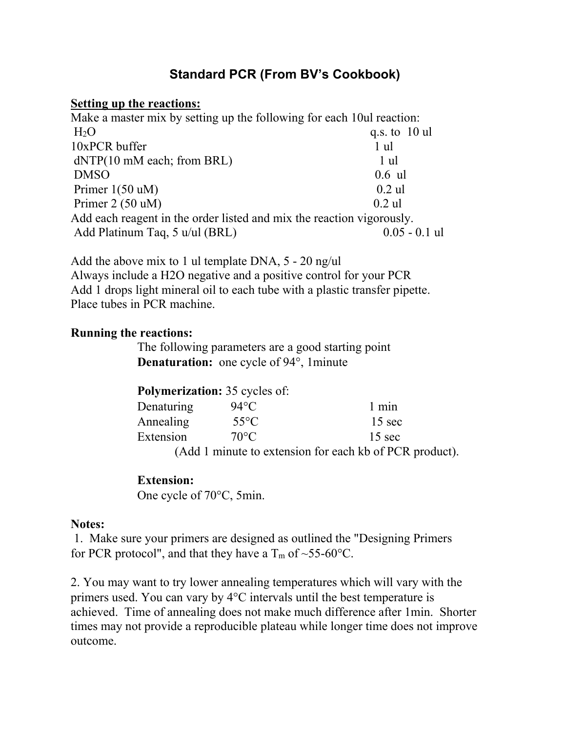# Standard PCR (From BV's Cookbook)

**Setting up the reactions:**

Make a master mix by setting up the following for each 10ul reaction:

| Reagent | Amount |
|---|---|
| $H_2O$ | q.s. to 10 ul |
| 10xPCR buffer | 1 ul |
| dNTP(10 mM each; from BRL) | 1 ul |
| DMSO | 0.6 ul |
| Primer 1(50 uM) | 0.2 ul |
| Primer 2 (50 uM) | 0.2 ul |

Add each reagent in the order listed and mix the reaction vigorously.

Add Platinum Taq, 5 u/ul (BRL) 0.05 - 0.1 ul

Add the above mix to 1 ul template DNA, 5 - 20 ng/ul

Always include a H2O negative and a positive control for your PCR

Add 1 drops light mineral oil to each tube with a plastic transfer pipette.

Place tubes in PCR machine.

**Running the reactions:**

The following parameters are a good starting point

**Denaturation:** one cycle of 94°, 1minute

**Polymerization:** 35 cycles of:

| Step | Temperature | Time |
|---|---|---|
| Denaturing | 94°C | 1 min |
| Annealing | 55°C | 15 sec |
| Extension | 70°C | 15 sec |

(Add 1 minute to extension for each kb of PCR product).

**Extension:**

One cycle of 70°C, 5min.

**Notes:**

1. Make sure your primers are designed as outlined the "Designing Primers for PCR protocol", and that they have a $T_m$ of ~55-60°C.

2. You may want to try lower annealing temperatures which will vary with the primers used. You can vary by 4°C intervals until the best temperature is achieved. Time of annealing does not make much difference after 1min. Shorter times may not provide a reproducible plateau while longer time does not improve outcome.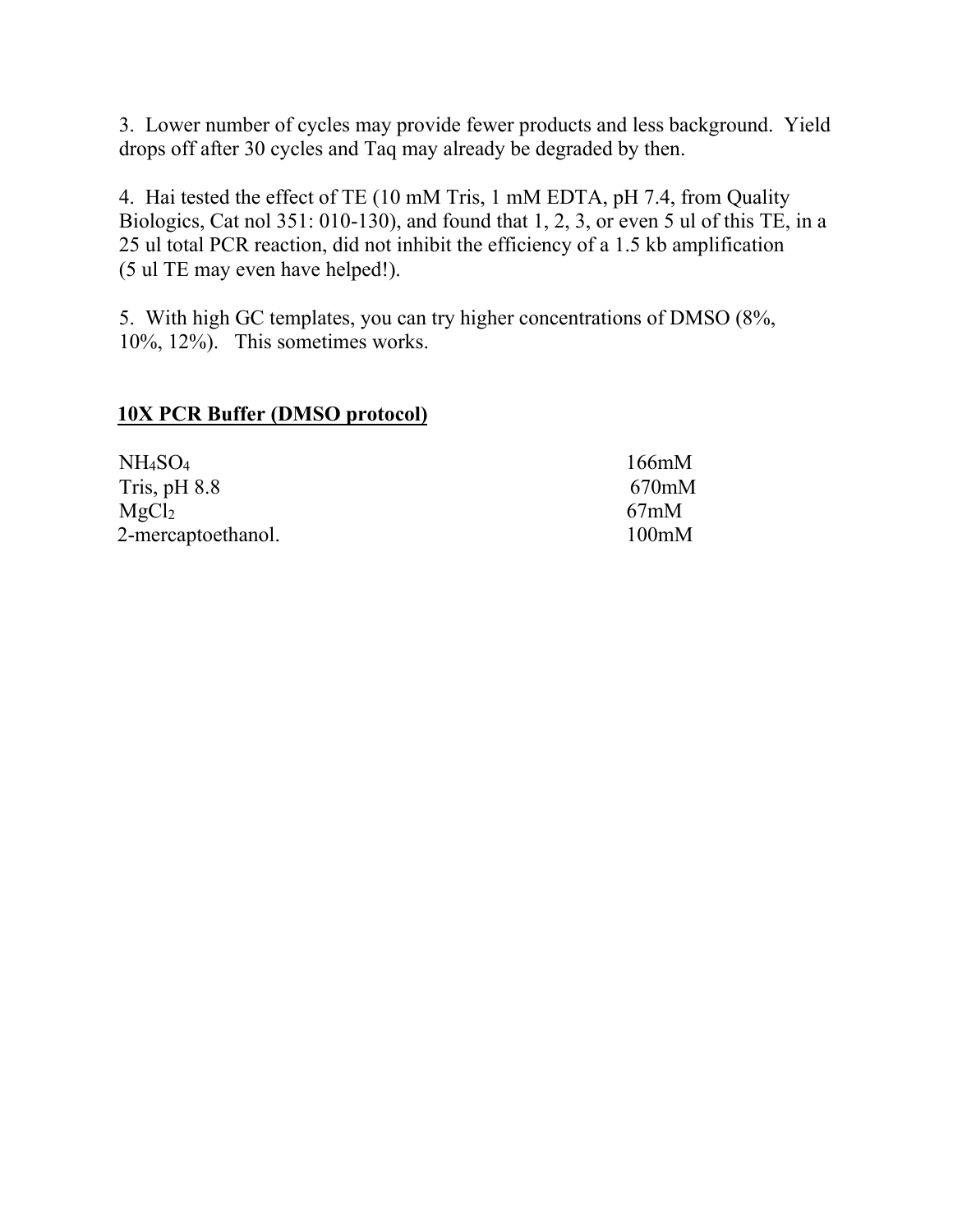3. Lower number of cycles may provide fewer products and less background. Yield drops off after 30 cycles and Taq may already be degraded by then.

4. Hai tested the effect of TE (10 mM Tris, 1 mM EDTA, pH 7.4, from Quality Biologics, Cat nol 351: 010-130), and found that 1, 2, 3, or even 5 ul of this TE, in a 25 ul total PCR reaction, did not inhibit the efficiency of a 1.5 kb amplification (5 ul TE may even have helped!).

5. With high GC templates, you can try higher concentrations of DMSO (8%, 10%, 12%). This sometimes works.

**10X PCR Buffer (DMSO protocol)**

| | |
|---|---|
| $NH_4SO_4$ | 166mM |
| Tris, pH 8.8 | 670mM |
| $MgCl_2$ | 67mM |
| 2-mercaptoethanol. | 100mM |